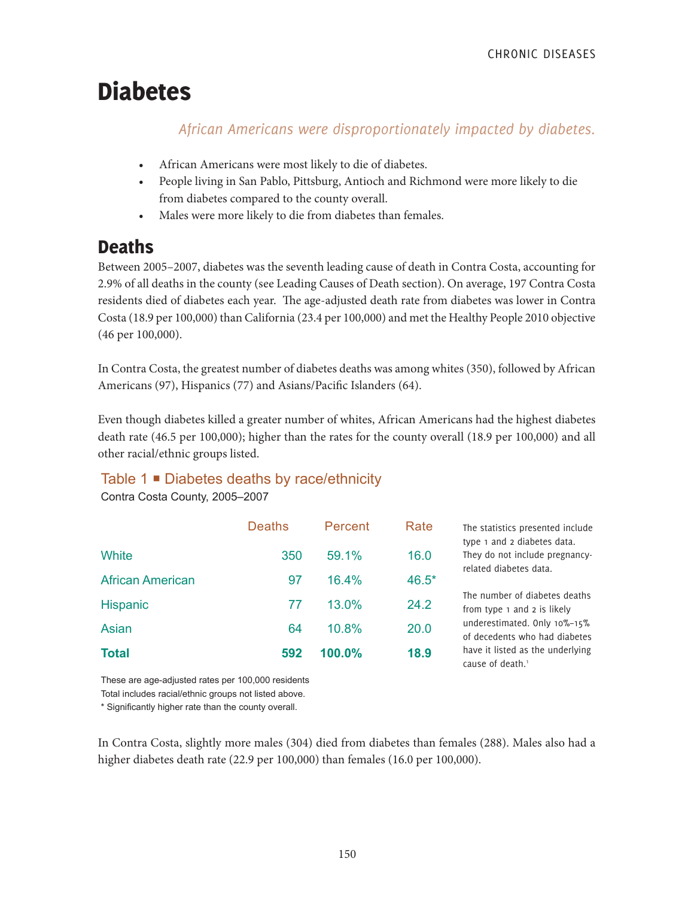# Diabetes

*African Americans were disproportionately impacted by diabetes.*

- African Americans were most likely to die of diabetes.
- People living in San Pablo, Pittsburg, Antioch and Richmond were more likely to die from diabetes compared to the county overall.
- Males were more likely to die from diabetes than females.

## Deaths

Between 2005–2007, diabetes was the seventh leading cause of death in Contra Costa, accounting for 2.9% of all deaths in the county (see Leading Causes of Death section). On average, 197 Contra Costa residents died of diabetes each year. The age-adjusted death rate from diabetes was lower in Contra Costa (18.9 per 100,000) than California (23.4 per 100,000) and met the Healthy People 2010 objective (46 per 100,000).

In Contra Costa, the greatest number of diabetes deaths was among whites (350), followed by African Americans (97), Hispanics (77) and Asians/Pacific Islanders (64).

Even though diabetes killed a greater number of whites, African Americans had the highest diabetes death rate (46.5 per 100,000); higher than the rates for the county overall (18.9 per 100,000) and all other racial/ethnic groups listed.

### Table 1 ■ Diabetes deaths by race/ethnicity

Contra Costa County, 2005–2007

| | Deaths | Percent | Rate |
|---|---|---|---|
| White | 350 | 59.1% | 16.0 |
| African American | 97 | 16.4% | 46.5* |
| Hispanic | 77 | 13.0% | 24.2 |
| Asian | 64 | 10.8% | 20.0 |
| **Total** | **592** | **100.0%** | **18.9** |

These are age-adjusted rates per 100,000 residents
Total includes racial/ethnic groups not listed above.
* Significantly higher rate than the county overall.

The statistics presented include type 1 and 2 diabetes data. They do not include pregnancy-related diabetes data.

The number of diabetes deaths from type 1 and 2 is likely underestimated. Only 10%–15% of decedents who had diabetes have it listed as the underlying cause of death.[1]

In Contra Costa, slightly more males (304) died from diabetes than females (288). Males also had a higher diabetes death rate (22.9 per 100,000) than females (16.0 per 100,000).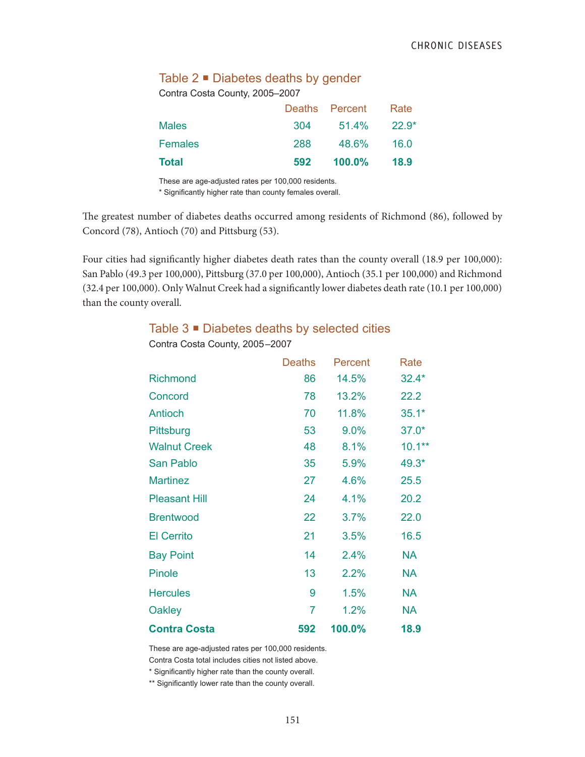## Table 2 ■ Diabetes deaths by gender

Contra Costa County, 2005–2007

| | Deaths | Percent | Rate |
|---|---|---|---|
| Males | 304 | 51.4% | 22.9* |
| Females | 288 | 48.6% | 16.0 |
| **Total** | **592** | **100.0%** | **18.9** |

These are age-adjusted rates per 100,000 residents.
* Significantly higher rate than county females overall.

The greatest number of diabetes deaths occurred among residents of Richmond (86), followed by Concord (78), Antioch (70) and Pittsburg (53).

Four cities had significantly higher diabetes death rates than the county overall (18.9 per 100,000): San Pablo (49.3 per 100,000), Pittsburg (37.0 per 100,000), Antioch (35.1 per 100,000) and Richmond (32.4 per 100,000). Only Walnut Creek had a significantly lower diabetes death rate (10.1 per 100,000) than the county overall.

## Table 3 ■ Diabetes deaths by selected cities

Contra Costa County, 2005–2007

| | Deaths | Percent | Rate |
|---|---|---|---|
| Richmond | 86 | 14.5% | 32.4* |
| Concord | 78 | 13.2% | 22.2 |
| Antioch | 70 | 11.8% | 35.1* |
| Pittsburg | 53 | 9.0% | 37.0* |
| Walnut Creek | 48 | 8.1% | 10.1** |
| San Pablo | 35 | 5.9% | 49.3* |
| Martinez | 27 | 4.6% | 25.5 |
| Pleasant Hill | 24 | 4.1% | 20.2 |
| Brentwood | 22 | 3.7% | 22.0 |
| El Cerrito | 21 | 3.5% | 16.5 |
| Bay Point | 14 | 2.4% | NA |
| Pinole | 13 | 2.2% | NA |
| Hercules | 9 | 1.5% | NA |
| Oakley | 7 | 1.2% | NA |
| **Contra Costa** | **592** | **100.0%** | **18.9** |

These are age-adjusted rates per 100,000 residents.
Contra Costa total includes cities not listed above.
* Significantly higher rate than the county overall.
** Significantly lower rate than the county overall.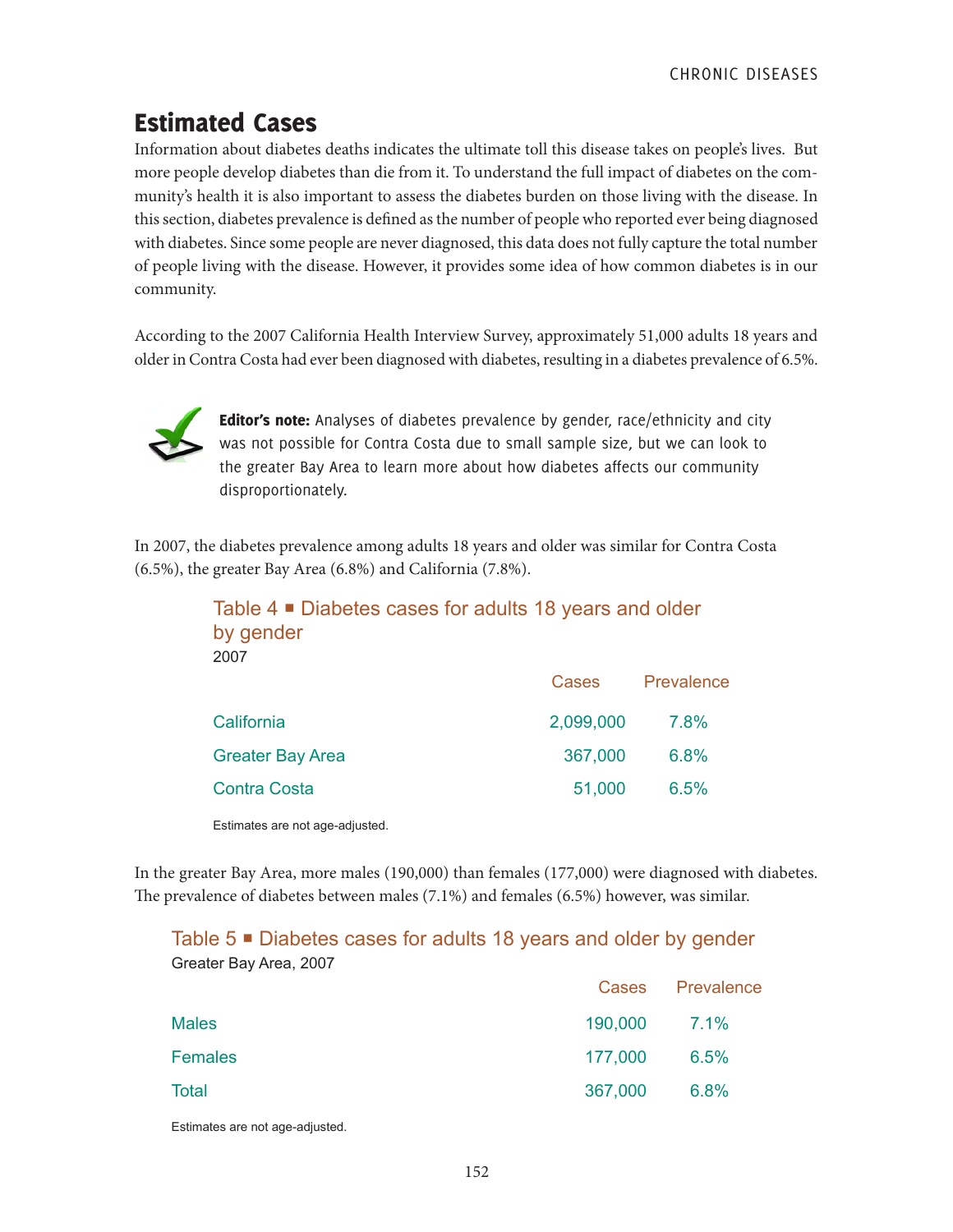## Estimated Cases

Information about diabetes deaths indicates the ultimate toll this disease takes on people's lives. But more people develop diabetes than die from it. To understand the full impact of diabetes on the community's health it is also important to assess the diabetes burden on those living with the disease. In this section, diabetes prevalence is defined as the number of people who reported ever being diagnosed with diabetes. Since some people are never diagnosed, this data does not fully capture the total number of people living with the disease. However, it provides some idea of how common diabetes is in our community.

According to the 2007 California Health Interview Survey, approximately 51,000 adults 18 years and older in Contra Costa had ever been diagnosed with diabetes, resulting in a diabetes prevalence of 6.5%.

**Editor's note:** Analyses of diabetes prevalence by gender, race/ethnicity and city was not possible for Contra Costa due to small sample size, but we can look to the greater Bay Area to learn more about how diabetes affects our community disproportionately.

In 2007, the diabetes prevalence among adults 18 years and older was similar for Contra Costa (6.5%), the greater Bay Area (6.8%) and California (7.8%).

### Table 4 ■ Diabetes cases for adults 18 years and older by gender

2007

| | Cases | Prevalence |
|---|---|---|
| California | 2,099,000 | 7.8% |
| Greater Bay Area | 367,000 | 6.8% |
| Contra Costa | 51,000 | 6.5% |

Estimates are not age-adjusted.

In the greater Bay Area, more males (190,000) than females (177,000) were diagnosed with diabetes. The prevalence of diabetes between males (7.1%) and females (6.5%) however, was similar.

### Table 5 ■ Diabetes cases for adults 18 years and older by gender

Greater Bay Area, 2007

| | Cases | Prevalence |
|---|---|---|
| Males | 190,000 | 7.1% |
| Females | 177,000 | 6.5% |
| Total | 367,000 | 6.8% |

Estimates are not age-adjusted.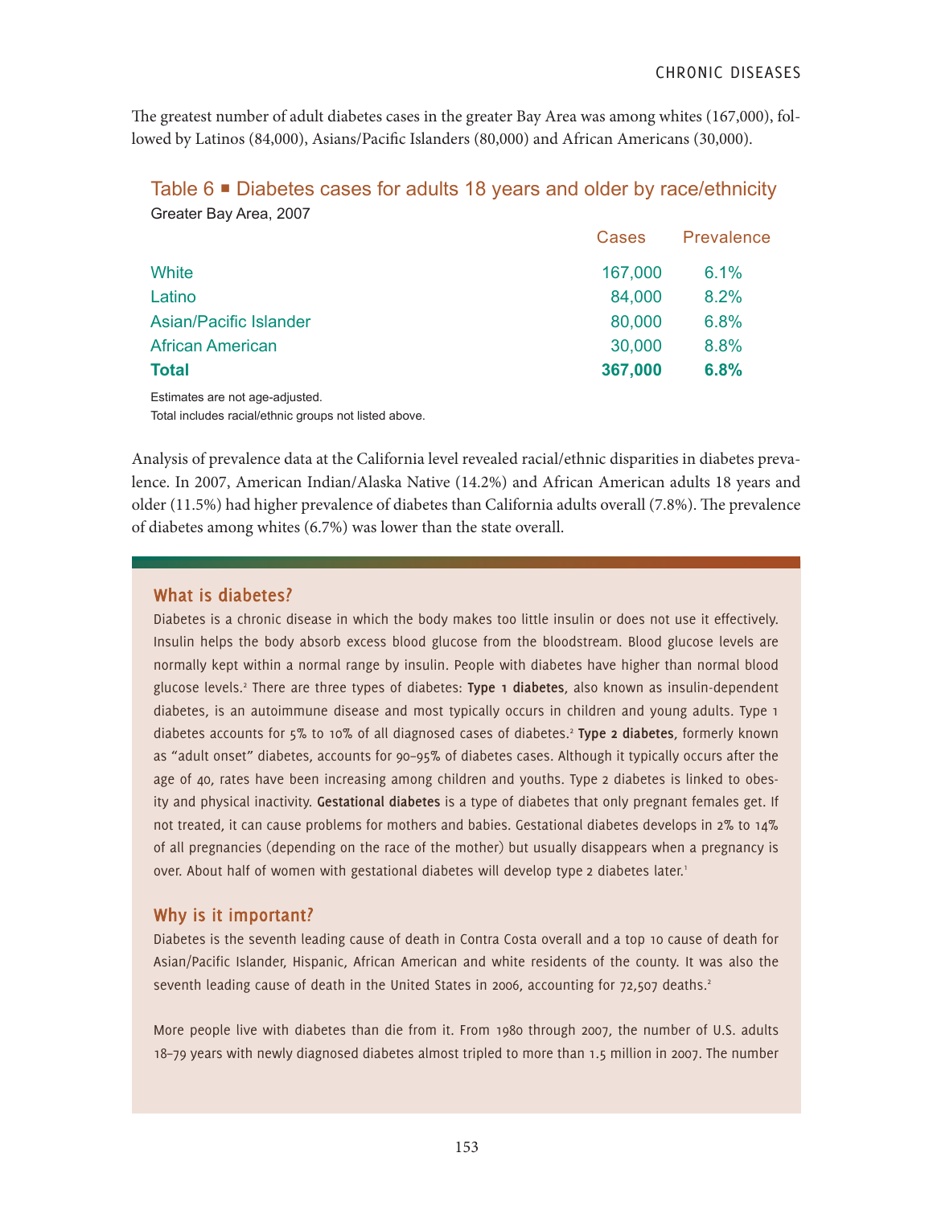The greatest number of adult diabetes cases in the greater Bay Area was among whites (167,000), followed by Latinos (84,000), Asians/Pacific Islanders (80,000) and African Americans (30,000).

### Table 6 ■ Diabetes cases for adults 18 years and older by race/ethnicity

Greater Bay Area, 2007

| | Cases | Prevalence |
|---|---|---|
| White | 167,000 | 6.1% |
| Latino | 84,000 | 8.2% |
| Asian/Pacific Islander | 80,000 | 6.8% |
| African American | 30,000 | 8.8% |
| **Total** | **367,000** | **6.8%** |

Estimates are not age-adjusted.
Total includes racial/ethnic groups not listed above.

Analysis of prevalence data at the California level revealed racial/ethnic disparities in diabetes prevalence. In 2007, American Indian/Alaska Native (14.2%) and African American adults 18 years and older (11.5%) had higher prevalence of diabetes than California adults overall (7.8%). The prevalence of diabetes among whites (6.7%) was lower than the state overall.

## What is diabetes?

Diabetes is a chronic disease in which the body makes too little insulin or does not use it effectively. Insulin helps the body absorb excess blood glucose from the bloodstream. Blood glucose levels are normally kept within a normal range by insulin. People with diabetes have higher than normal blood glucose levels.[2] There are three types of diabetes: **Type 1 diabetes**, also known as insulin-dependent diabetes, is an autoimmune disease and most typically occurs in children and young adults. Type 1 diabetes accounts for 5% to 10% of all diagnosed cases of diabetes.[2] **Type 2 diabetes**, formerly known as "adult onset" diabetes, accounts for 90–95% of diabetes cases. Although it typically occurs after the age of 40, rates have been increasing among children and youths. Type 2 diabetes is linked to obesity and physical inactivity. **Gestational diabetes** is a type of diabetes that only pregnant females get. If not treated, it can cause problems for mothers and babies. Gestational diabetes develops in 2% to 14% of all pregnancies (depending on the race of the mother) but usually disappears when a pregnancy is over. About half of women with gestational diabetes will develop type 2 diabetes later.[1]

## Why is it important?

Diabetes is the seventh leading cause of death in Contra Costa overall and a top 10 cause of death for Asian/Pacific Islander, Hispanic, African American and white residents of the county. It was also the seventh leading cause of death in the United States in 2006, accounting for 72,507 deaths.[2]

More people live with diabetes than die from it. From 1980 through 2007, the number of U.S. adults 18–79 years with newly diagnosed diabetes almost tripled to more than 1.5 million in 2007. The number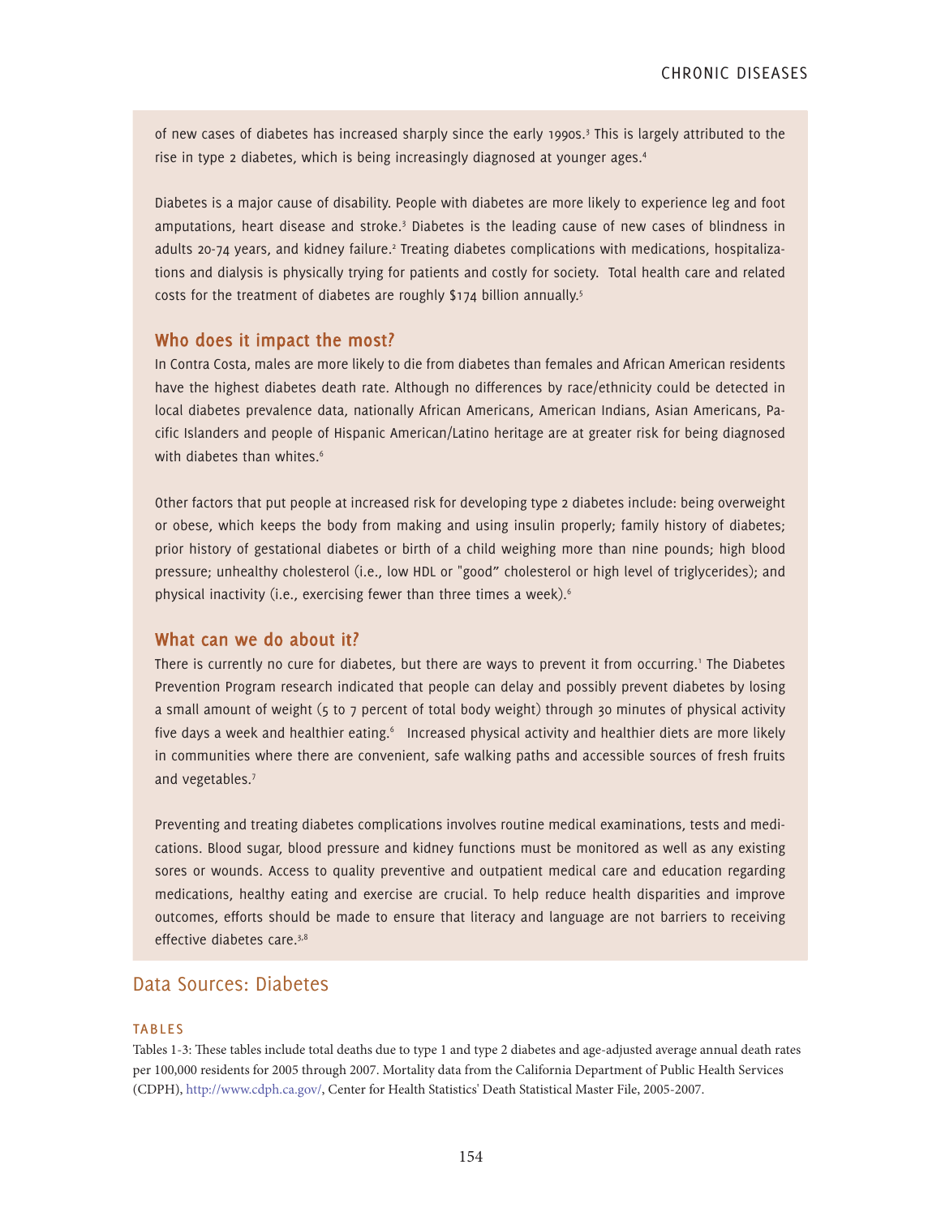of new cases of diabetes has increased sharply since the early 1990s.[3] This is largely attributed to the rise in type 2 diabetes, which is being increasingly diagnosed at younger ages.[4]

Diabetes is a major cause of disability. People with diabetes are more likely to experience leg and foot amputations, heart disease and stroke.[3] Diabetes is the leading cause of new cases of blindness in adults 20-74 years, and kidney failure.[2] Treating diabetes complications with medications, hospitalizations and dialysis is physically trying for patients and costly for society. Total health care and related costs for the treatment of diabetes are roughly $174 billion annually.[5]

### Who does it impact the most?

In Contra Costa, males are more likely to die from diabetes than females and African American residents have the highest diabetes death rate. Although no differences by race/ethnicity could be detected in local diabetes prevalence data, nationally African Americans, American Indians, Asian Americans, Pacific Islanders and people of Hispanic American/Latino heritage are at greater risk for being diagnosed with diabetes than whites.[6]

Other factors that put people at increased risk for developing type 2 diabetes include: being overweight or obese, which keeps the body from making and using insulin properly; family history of diabetes; prior history of gestational diabetes or birth of a child weighing more than nine pounds; high blood pressure; unhealthy cholesterol (i.e., low HDL or "good" cholesterol or high level of triglycerides); and physical inactivity (i.e., exercising fewer than three times a week).[6]

### What can we do about it?

There is currently no cure for diabetes, but there are ways to prevent it from occurring.[1] The Diabetes Prevention Program research indicated that people can delay and possibly prevent diabetes by losing a small amount of weight (5 to 7 percent of total body weight) through 30 minutes of physical activity five days a week and healthier eating.[6] Increased physical activity and healthier diets are more likely in communities where there are convenient, safe walking paths and accessible sources of fresh fruits and vegetables.[7]

Preventing and treating diabetes complications involves routine medical examinations, tests and medications. Blood sugar, blood pressure and kidney functions must be monitored as well as any existing sores or wounds. Access to quality preventive and outpatient medical care and education regarding medications, healthy eating and exercise are crucial. To help reduce health disparities and improve outcomes, efforts should be made to ensure that literacy and language are not barriers to receiving effective diabetes care.[3,8]

## Data Sources: Diabetes

#### TABLES

Tables 1-3: These tables include total deaths due to type 1 and type 2 diabetes and age-adjusted average annual death rates per 100,000 residents for 2005 through 2007. Mortality data from the California Department of Public Health Services (CDPH), http://www.cdph.ca.gov/, Center for Health Statistics' Death Statistical Master File, 2005-2007.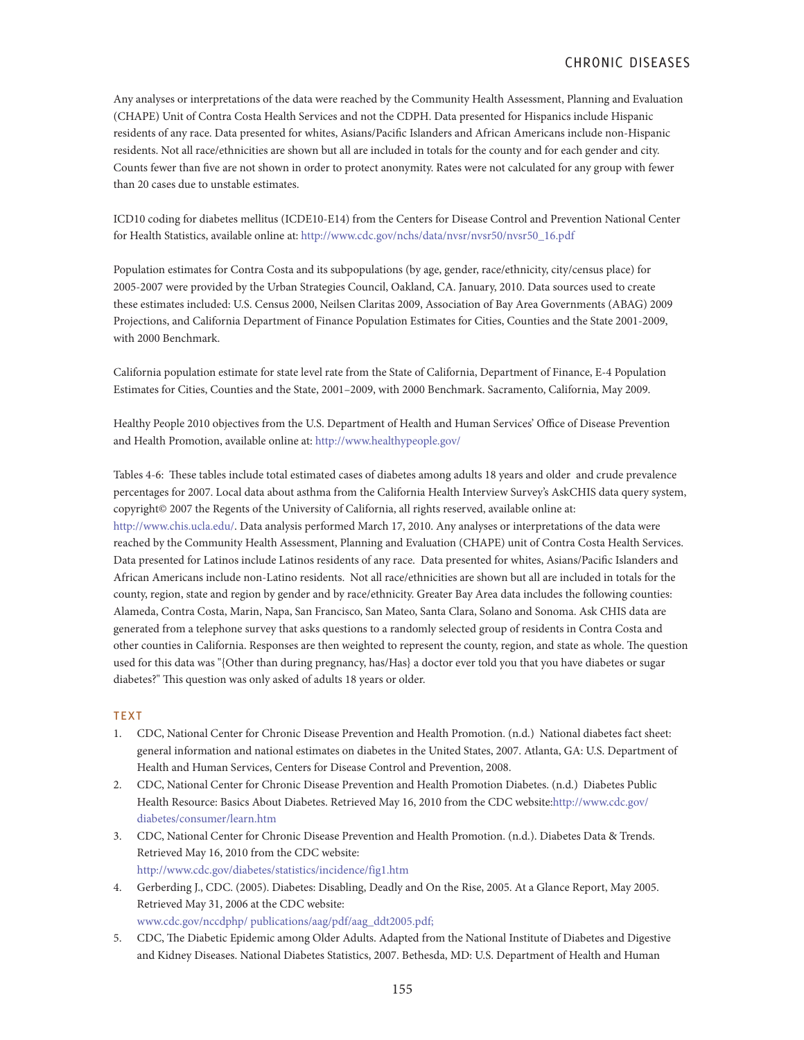Any analyses or interpretations of the data were reached by the Community Health Assessment, Planning and Evaluation (CHAPE) Unit of Contra Costa Health Services and not the CDPH. Data presented for Hispanics include Hispanic residents of any race. Data presented for whites, Asians/Pacific Islanders and African Americans include non-Hispanic residents. Not all race/ethnicities are shown but all are included in totals for the county and for each gender and city. Counts fewer than five are not shown in order to protect anonymity. Rates were not calculated for any group with fewer than 20 cases due to unstable estimates.

ICD10 coding for diabetes mellitus (ICDE10-E14) from the Centers for Disease Control and Prevention National Center for Health Statistics, available online at: http://www.cdc.gov/nchs/data/nvsr/nvsr50/nvsr50_16.pdf

Population estimates for Contra Costa and its subpopulations (by age, gender, race/ethnicity, city/census place) for 2005-2007 were provided by the Urban Strategies Council, Oakland, CA. January, 2010. Data sources used to create these estimates included: U.S. Census 2000, Neilsen Claritas 2009, Association of Bay Area Governments (ABAG) 2009 Projections, and California Department of Finance Population Estimates for Cities, Counties and the State 2001-2009, with 2000 Benchmark.

California population estimate for state level rate from the State of California, Department of Finance, E-4 Population Estimates for Cities, Counties and the State, 2001–2009, with 2000 Benchmark. Sacramento, California, May 2009.

Healthy People 2010 objectives from the U.S. Department of Health and Human Services' Office of Disease Prevention and Health Promotion, available online at: http://www.healthypeople.gov/

Tables 4-6: These tables include total estimated cases of diabetes among adults 18 years and older and crude prevalence percentages for 2007. Local data about asthma from the California Health Interview Survey's AskCHIS data query system, copyright© 2007 the Regents of the University of California, all rights reserved, available online at: http://www.chis.ucla.edu/. Data analysis performed March 17, 2010. Any analyses or interpretations of the data were reached by the Community Health Assessment, Planning and Evaluation (CHAPE) unit of Contra Costa Health Services. Data presented for Latinos include Latinos residents of any race. Data presented for whites, Asians/Pacific Islanders and African Americans include non-Latino residents. Not all race/ethnicities are shown but all are included in totals for the county, region, state and region by gender and by race/ethnicity. Greater Bay Area data includes the following counties: Alameda, Contra Costa, Marin, Napa, San Francisco, San Mateo, Santa Clara, Solano and Sonoma. Ask CHIS data are generated from a telephone survey that asks questions to a randomly selected group of residents in Contra Costa and other counties in California. Responses are then weighted to represent the county, region, and state as whole. The question used for this data was "{Other than during pregnancy, has/Has} a doctor ever told you that you have diabetes or sugar diabetes?" This question was only asked of adults 18 years or older.

### TEXT

1. CDC, National Center for Chronic Disease Prevention and Health Promotion. (n.d.) National diabetes fact sheet: general information and national estimates on diabetes in the United States, 2007. Atlanta, GA: U.S. Department of Health and Human Services, Centers for Disease Control and Prevention, 2008.
2. CDC, National Center for Chronic Disease Prevention and Health Promotion Diabetes. (n.d.) Diabetes Public Health Resource: Basics About Diabetes. Retrieved May 16, 2010 from the CDC website:http://www.cdc.gov/diabetes/consumer/learn.htm
3. CDC, National Center for Chronic Disease Prevention and Health Promotion. (n.d.). Diabetes Data & Trends. Retrieved May 16, 2010 from the CDC website: http://www.cdc.gov/diabetes/statistics/incidence/fig1.htm
4. Gerberding J., CDC. (2005). Diabetes: Disabling, Deadly and On the Rise, 2005. At a Glance Report, May 2005. Retrieved May 31, 2006 at the CDC website: www.cdc.gov/nccdphp/ publications/aag/pdf/aag_ddt2005.pdf;
5. CDC, The Diabetic Epidemic among Older Adults. Adapted from the National Institute of Diabetes and Digestive and Kidney Diseases. National Diabetes Statistics, 2007. Bethesda, MD: U.S. Department of Health and Human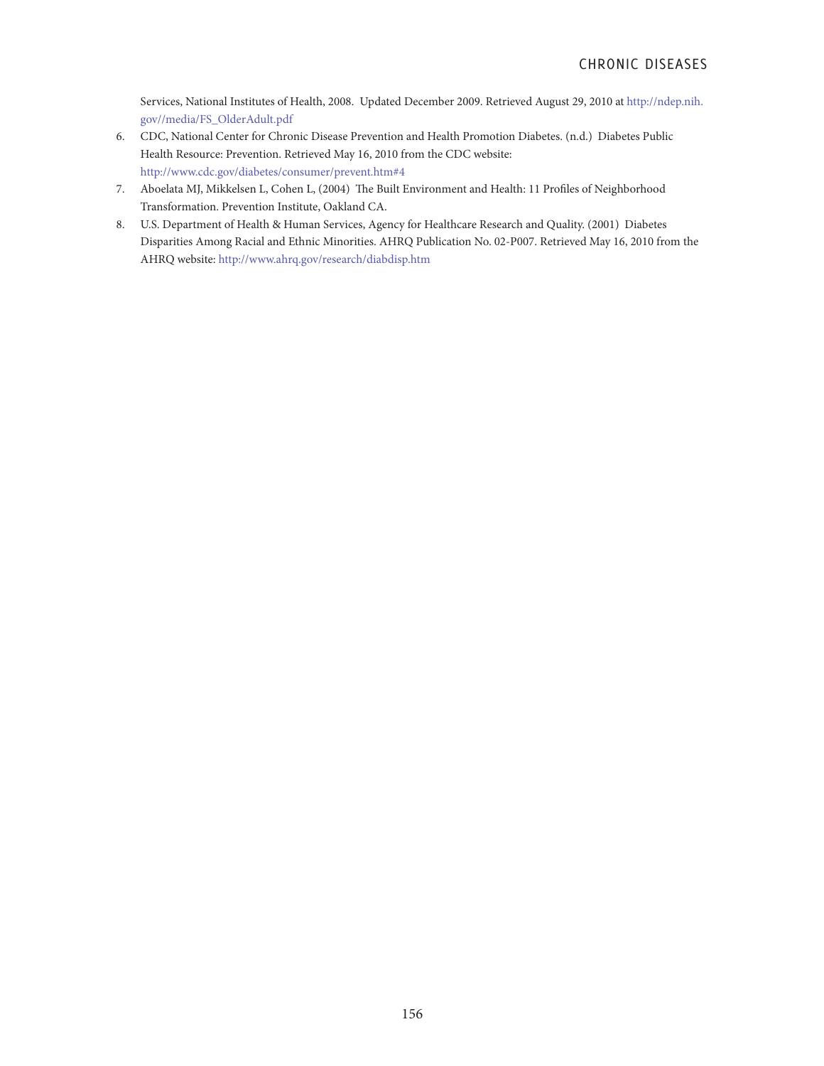Services, National Institutes of Health, 2008. Updated December 2009. Retrieved August 29, 2010 at http://ndep.nih.gov//media/FS_OlderAdult.pdf

6. CDC, National Center for Chronic Disease Prevention and Health Promotion Diabetes. (n.d.) Diabetes Public Health Resource: Prevention. Retrieved May 16, 2010 from the CDC website: http://www.cdc.gov/diabetes/consumer/prevent.htm#4
7. Aboelata MJ, Mikkelsen L, Cohen L, (2004) The Built Environment and Health: 11 Profiles of Neighborhood Transformation. Prevention Institute, Oakland CA.
8. U.S. Department of Health & Human Services, Agency for Healthcare Research and Quality. (2001) Diabetes Disparities Among Racial and Ethnic Minorities. AHRQ Publication No. 02-P007. Retrieved May 16, 2010 from the AHRQ website: http://www.ahrq.gov/research/diabdisp.htm